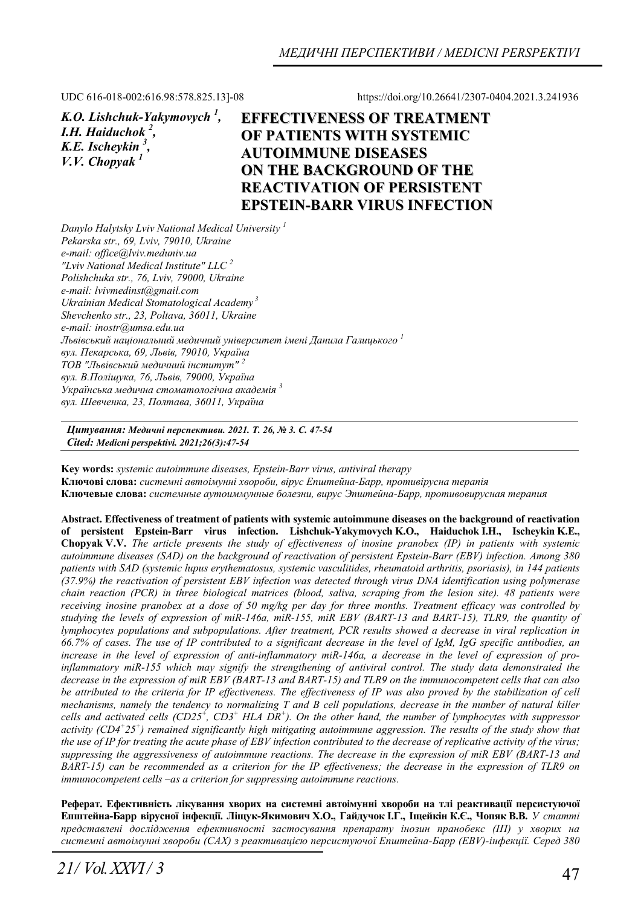UDC 616-018-002:616.98:578.825.13]-08 https://doi.org/10.26641/2307-0404.2021.3.241936

*K.O. Lishchuk-Yakymovych [1], I.H. Haiduchok [2], K.E. Ischeykin [3], V.V. Chopyak [1]*

# EFFECTIVENESS OF TREATMENT OF PATIENTS WITH SYSTEMIC AUTOIMMUNE DISEASES ON THE BACKGROUND OF THE REACTIVATION OF PERSISTENT EPSTEIN-BARR VIRUS INFECTION

*Danylo Halytsky Lviv National Medical University [1]*
*Pekarska str., 69, Lviv, 79010, Ukraine*
*e-mail: office@lviv.meduniv.ua*
*"Lviv National Medical Institute" LLC [2]*
*Polishchuka str., 76, Lviv, 79000, Ukraine*
*e-mail: lvivmedinst@gmail.com*
*Ukrainian Medical Stomatological Academy [3]*
*Shevchenko str., 23, Poltava, 36011, Ukraine*
*e-mail: inostr@umsa.edu.ua*
*Львівський національний медичний університет імені Данила Галицького [1]*
*вул. Пекарська, 69, Львів, 79010, Україна*
*ТОВ "Львівський медичний інститут" [2]*
*вул. В.Поліщука, 76, Львів, 79000, Україна*
*Українська медична стоматологічна академія [3]*
*вул. Шевченка, 23, Полтава, 36011, Україна*

***Цитування:** Медичні перспективи. 2021. Т. 26, № 3. С. 47-54*
***Cited:** Medicni perspektivi. 2021;26(3):47-54*

**Key words:** *systemic autoimmune diseases, Epstein-Barr virus, antiviral therapy*
**Ключові слова:** *системні автоімунні хвороби, вірус Епштейна-Барр, противірусна терапія*
**Ключевые слова:** *системные аутоиммунные болезни, вирус Эпштейна-Барр, противовирусная терапия*

**Abstract. Effectiveness of treatment of patients with systemic autoimmune diseases on the background of reactivation of persistent Epstein-Barr virus infection. Lishchuk-Yakymovych K.O., Haiduchok I.H., Ischeykin K.E., Chopyak V.V.** *The article presents the study of effectiveness of inosine pranobex (IP) in patients with systemic autoimmune diseases (SAD) on the background of reactivation of persistent Epstein-Barr (EBV) infection. Among 380 patients with SAD (systemic lupus erythematosus, systemic vasculitides, rheumatoid arthritis, psoriasis), in 144 patients (37.9%) the reactivation of persistent EBV infection was detected through virus DNA identification using polymerase chain reaction (PCR) in three biological matrices (blood, saliva, scraping from the lesion site). 48 patients were receiving inosine pranobex at a dose of 50 mg/kg per day for three months. Treatment efficacy was controlled by studying the levels of expression of miR-146a, miR-155, miR EBV (BART-13 and BART-15), TLR9, the quantity of lymphocytes populations and subpopulations. After treatment, PCR results showed a decrease in viral replication in 66.7% of cases. The use of IP contributed to a significant decrease in the level of IgM, IgG specific antibodies, an increase in the level of expression of anti-inflammatory miR-146a, a decrease in the level of expression of pro-inflammatory miR-155 which may signify the strengthening of antiviral control. The study data demonstrated the decrease in the expression of miR EBV (BART-13 and BART-15) and TLR9 on the immunocompetent cells that can also be attributed to the criteria for IP effectiveness. The effectiveness of IP was also proved by the stabilization of cell mechanisms, namely the tendency to normalizing T and B cell populations, decrease in the number of natural killer cells and activated cells ($CD25^+$, $CD3^+$ $HLA$ $DR^+$). On the other hand, the number of lymphocytes with suppressor activity ($CD4^+25^+$) remained significantly high mitigating autoimmune aggression. The results of the study show that the use of IP for treating the acute phase of EBV infection contributed to the decrease of replicative activity of the virus; suppressing the aggressiveness of autoimmune reactions. The decrease in the expression of miR EBV (BART-13 and BART-15) can be recommended as a criterion for the IP effectiveness; the decrease in the expression of TLR9 on immunocompetent cells –as a criterion for suppressing autoimmune reactions.*

**Реферат. Ефективність лікування хворих на системні автоімунні хвороби на тлі реактивації персистуючої Епштейна-Барр вірусної інфекції. Ліщук-Якимович Х.О., Гайдучок І.Г., Іщейкін К.Є., Чопяк В.В.** *У статті представлені дослідження ефективності застосування препарату інозин пранобекс (ІП) у хворих на системні автоімунні хвороби (САХ) з реактивацією персистуючої Епштейна-Барр (EBV)-інфекції. Серед 380*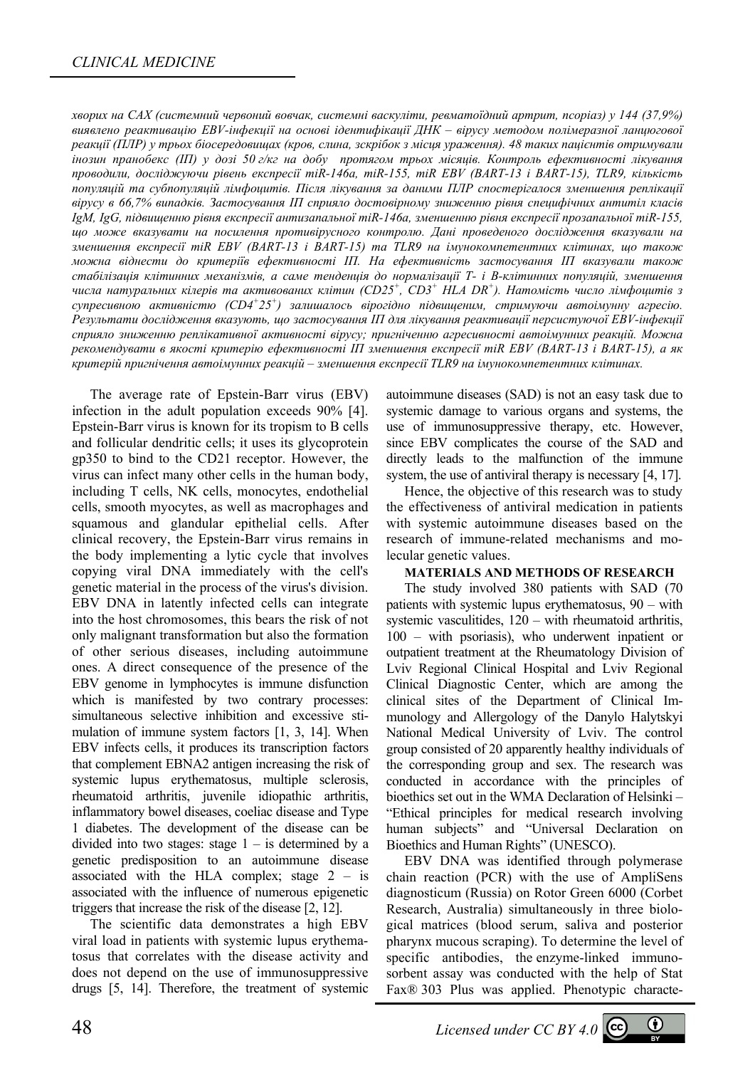*хворих на САХ (системний червоний вовчак, системні васкуліти, ревматоїдний артрит, псоріаз) у 144 (37,9%) виявлено реактивацію EBV-інфекції на основі ідентифікації ДНК – вірусу методом полімеразної ланцюгової реакції (ПЛР) у трьох біосередовищах (кров, слина, зскрібок з місця ураження). 48 таких пацієнтів отримували інозин пранобекс (ІП) у дозі 50 г/кг на добу протягом трьох місяців. Контроль ефективності лікування проводили, досліджуючи рівень експресії miR-146a, miR-155, miR EBV (BART-13 і BART-15), TLR9, кількість популяцій та субпопуляцій лімфоцитів. Після лікування за даними ПЛР спостерігалося зменшення реплікації вірусу в 66,7% випадків. Застосування ІП сприяло достовірному зниженню рівня специфічних антитіл класів IgM, IgG, підвищенню рівня експресії антизапальної miR-146a, зменшенню рівня експресії прозапальної miR-155, що може вказувати на посилення противірусного контролю. Дані проведеного дослідження вказували на зменшення експресії miR EBV (BART-13 і BART-15) та TLR9 на імунокомпетентних клітинах, що також можна віднести до критеріїв ефективності ІП. На ефективність застосування ІП вказували також стабілізація клітинних механізмів, а саме тенденція до нормалізації T- і B-клітинних популяцій, зменшення числа натуральних кілерів та активованих клітин ($CD25^+$, $CD3^+$ HLA $DR^+$). Натомість число лімфоцитів з супресивною активністю ($CD4^+25^+$) залишалось вірогідно підвищеним, стримуючи автоімунну агресію. Результати дослідження вказують, що застосування ІП для лікування реактивації персистуючої EBV-інфекції сприяло зниженню реплікативної активності вірусу; пригніченню агресивності автоімунних реакцій. Можна рекомендувати в якості критерію ефективності ІП зменшення експресії miR EBV (BART-13 і BART-15), а як критерій пригнічення автоімунних реакцій – зменшення експресії TLR9 на імунокомпетентних клітинах.*

The average rate of Epstein-Barr virus (EBV) infection in the adult population exceeds 90% [4]. Epstein-Barr virus is known for its tropism to B cells and follicular dendritic cells; it uses its glycoprotein gp350 to bind to the CD21 receptor. However, the virus can infect many other cells in the human body, including T cells, NK cells, monocytes, endothelial cells, smooth myocytes, as well as macrophages and squamous and glandular epithelial cells. After clinical recovery, the Epstein-Barr virus remains in the body implementing a lytic cycle that involves copying viral DNA immediately with the cell's genetic material in the process of the virus's division. EBV DNA in latently infected cells can integrate into the host chromosomes, this bears the risk of not only malignant transformation but also the formation of other serious diseases, including autoimmune ones. A direct consequence of the presence of the EBV genome in lymphocytes is immune disfunction which is manifested by two contrary processes: simultaneous selective inhibition and excessive stimulation of immune system factors [1, 3, 14]. When EBV infects cells, it produces its transcription factors that complement EBNA2 antigen increasing the risk of systemic lupus erythematosus, multiple sclerosis, rheumatoid arthritis, juvenile idiopathic arthritis, inflammatory bowel diseases, coeliac disease and Type 1 diabetes. The development of the disease can be divided into two stages: stage 1 – is determined by a genetic predisposition to an autoimmune disease associated with the HLA complex; stage 2 – is associated with the influence of numerous epigenetic triggers that increase the risk of the disease [2, 12].

The scientific data demonstrates a high EBV viral load in patients with systemic lupus erythematosus that correlates with the disease activity and does not depend on the use of immunosuppressive drugs [5, 14]. Therefore, the treatment of systemic autoimmune diseases (SAD) is not an easy task due to systemic damage to various organs and systems, the use of immunosuppressive therapy, etc. However, since EBV complicates the course of the SAD and directly leads to the malfunction of the immune system, the use of antiviral therapy is necessary [4, 17].

Hence, the objective of this research was to study the effectiveness of antiviral medication in patients with systemic autoimmune diseases based on the research of immune-related mechanisms and molecular genetic values.

**MATERIALS AND METHODS OF RESEARCH**

The study involved 380 patients with SAD (70 patients with systemic lupus erythematosus, 90 – with systemic vasculitides, 120 – with rheumatoid arthritis, 100 – with psoriasis), who underwent inpatient or outpatient treatment at the Rheumatology Division of Lviv Regional Clinical Hospital and Lviv Regional Clinical Diagnostic Center, which are among the clinical sites of the Department of Clinical Immunology and Allergology of the Danylo Halytskyi National Medical University of Lviv. The control group consisted of 20 apparently healthy individuals of the corresponding group and sex. The research was conducted in accordance with the principles of bioethics set out in the WMA Declaration of Helsinki – "Ethical principles for medical research involving human subjects" and "Universal Declaration on Bioethics and Human Rights" (UNESCO).

EBV DNA was identified through polymerase chain reaction (PCR) with the use of AmpliSens diagnosticum (Russia) on Rotor Green 6000 (Corbet Research, Australia) simultaneously in three biological matrices (blood serum, saliva and posterior pharynx mucous scraping). To determine the level of specific antibodies, the enzyme-linked immunosorbent assay was conducted with the help of Stat Fax® 303 Plus was applied. Phenotypic characte-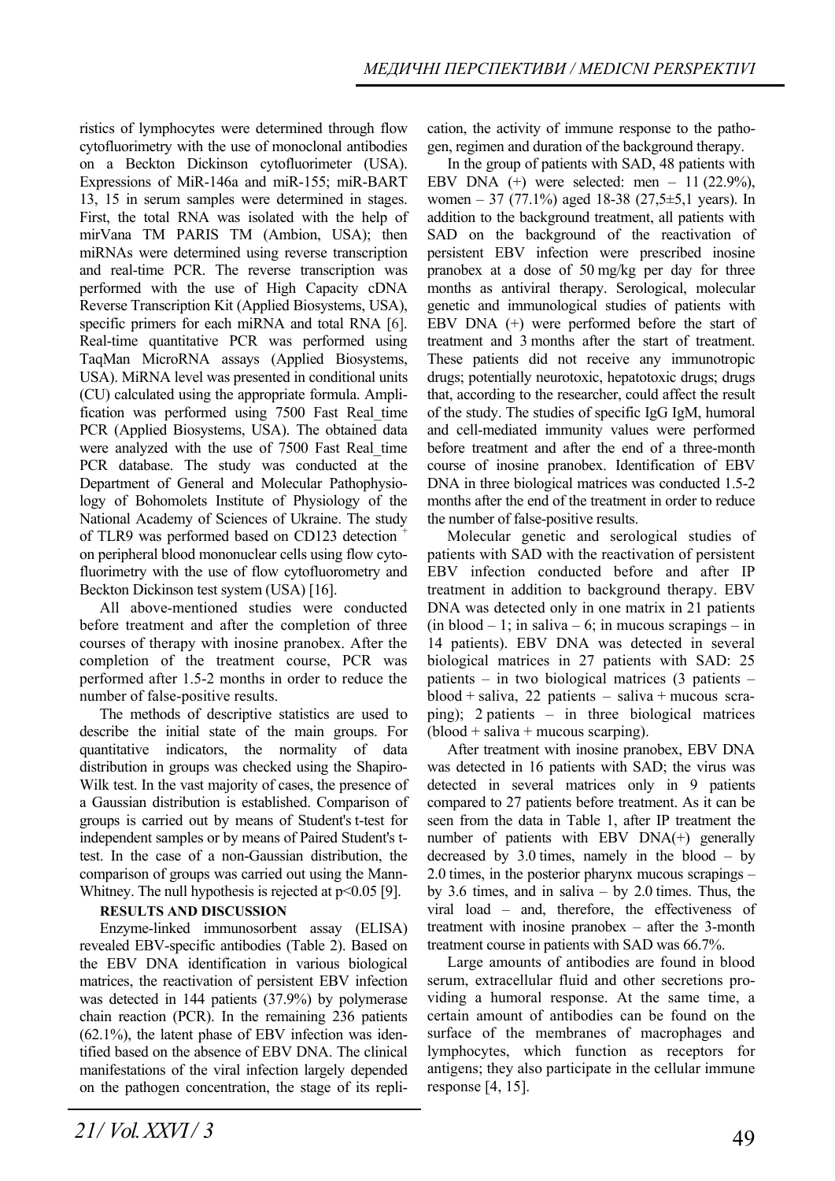ristics of lymphocytes were determined through flow cytofluorimetry with the use of monoclonal antibodies on a Beckton Dickinson cytofluorimeter (USA). Expressions of MiR-146a and miR-155; miR-BART 13, 15 in serum samples were determined in stages. First, the total RNA was isolated with the help of mirVana TM PARIS TM (Ambion, USA); then miRNAs were determined using reverse transcription and real-time PCR. The reverse transcription was performed with the use of High Capacity cDNA Reverse Transcription Kit (Applied Biosystems, USA), specific primers for each miRNA and total RNA [6]. Real-time quantitative PCR was performed using TaqMan MicroRNA assays (Applied Biosystems, USA). MiRNA level was presented in conditional units (CU) calculated using the appropriate formula. Amplification was performed using 7500 Fast Real_time PCR (Applied Biosystems, USA). The obtained data were analyzed with the use of 7500 Fast Real_time PCR database. The study was conducted at the Department of General and Molecular Pathophysiology of Bohomolets Institute of Physiology of the National Academy of Sciences of Ukraine. The study of TLR9 was performed based on CD123 detection $^{+}$ on peripheral blood mononuclear cells using flow cytofluorimetry with the use of flow cytofluorometry and Beckton Dickinson test system (USA) [16].

All above-mentioned studies were conducted before treatment and after the completion of three courses of therapy with inosine pranobex. After the completion of the treatment course, PCR was performed after 1.5-2 months in order to reduce the number of false-positive results.

The methods of descriptive statistics are used to describe the initial state of the main groups. For quantitative indicators, the normality of data distribution in groups was checked using the Shapiro-Wilk test. In the vast majority of cases, the presence of a Gaussian distribution is established. Comparison of groups is carried out by means of Student's t-test for independent samples or by means of Paired Student's t-test. In the case of a non-Gaussian distribution, the comparison of groups was carried out using the Mann-Whitney. The null hypothesis is rejected at $p<0.05$ [9].

**RESULTS AND DISCUSSION**

Enzyme-linked immunosorbent assay (ELISA) revealed EBV-specific antibodies (Table 2). Based on the EBV DNA identification in various biological matrices, the reactivation of persistent EBV infection was detected in 144 patients (37.9%) by polymerase chain reaction (PCR). In the remaining 236 patients (62.1%), the latent phase of EBV infection was identified based on the absence of EBV DNA. The clinical manifestations of the viral infection largely depended on the pathogen concentration, the stage of its replication, the activity of immune response to the pathogen, regimen and duration of the background therapy.

In the group of patients with SAD, 48 patients with EBV DNA (+) were selected: men – 11 (22.9%), women – 37 (77.1%) aged 18-38 (27,5±5,1 years). In addition to the background treatment, all patients with SAD on the background of the reactivation of persistent EBV infection were prescribed inosine pranobex at a dose of 50 mg/kg per day for three months as antiviral therapy. Serological, molecular genetic and immunological studies of patients with EBV DNA (+) were performed before the start of treatment and 3 months after the start of treatment. These patients did not receive any immunotropic drugs; potentially neurotoxic, hepatotoxic drugs; drugs that, according to the researcher, could affect the result of the study. The studies of specific IgG IgM, humoral and cell-mediated immunity values were performed before treatment and after the end of a three-month course of inosine pranobex. Identification of EBV DNA in three biological matrices was conducted 1.5-2 months after the end of the treatment in order to reduce the number of false-positive results.

Molecular genetic and serological studies of patients with SAD with the reactivation of persistent EBV infection conducted before and after IP treatment in addition to background therapy. EBV DNA was detected only in one matrix in 21 patients (in blood – 1; in saliva – 6; in mucous scrapings – in 14 patients). EBV DNA was detected in several biological matrices in 27 patients with SAD: 25 patients – in two biological matrices (3 patients – blood + saliva, 22 patients – saliva + mucous scraping); 2 patients – in three biological matrices (blood + saliva + mucous scarping).

After treatment with inosine pranobex, EBV DNA was detected in 16 patients with SAD; the virus was detected in several matrices only in 9 patients compared to 27 patients before treatment. As it can be seen from the data in Table 1, after IP treatment the number of patients with EBV DNA(+) generally decreased by 3.0 times, namely in the blood – by 2.0 times, in the posterior pharynx mucous scrapings – by 3.6 times, and in saliva – by 2.0 times. Thus, the viral load – and, therefore, the effectiveness of treatment with inosine pranobex – after the 3-month treatment course in patients with SAD was 66.7%.

Large amounts of antibodies are found in blood serum, extracellular fluid and other secretions providing a humoral response. At the same time, a certain amount of antibodies can be found on the surface of the membranes of macrophages and lymphocytes, which function as receptors for antigens; they also participate in the cellular immune response [4, 15].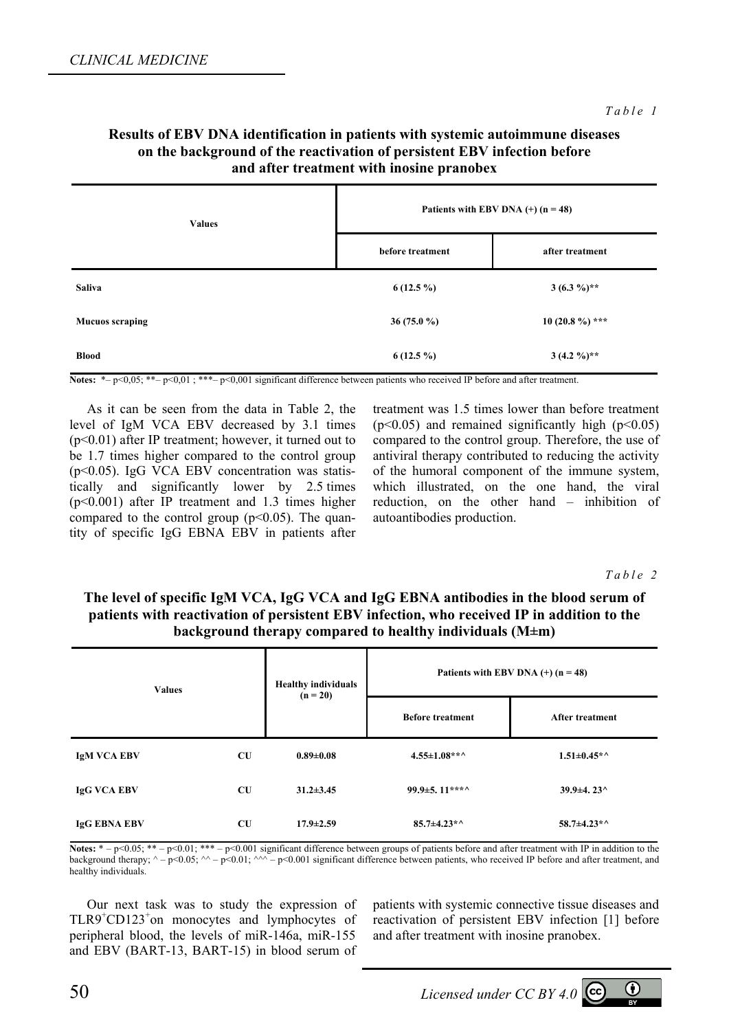*Table 1*

**Results of EBV DNA identification in patients with systemic autoimmune diseases on the background of the reactivation of persistent EBV infection before and after treatment with inosine pranobex**

| Values | Patients with EBV DNA (+) (n = 48) | |
|---|---|---|
| | before treatment | after treatment |
| **Saliva** | 6 (12.5 %) | 3 (6.3 %)** |
| **Mucous scraping** | 36 (75.0 %) | 10 (20.8 %) *** |
| **Blood** | 6 (12.5 %) | 3 (4.2 %)** |

**Notes:** *– $p<0,05$; **– $p<0,01$ ; ***– $p<0,001$ significant difference between patients who received IP before and after treatment.

As it can be seen from the data in Table 2, the level of IgM VCA EBV decreased by 3.1 times ($p<0.01$) after IP treatment; however, it turned out to be 1.7 times higher compared to the control group ($p<0.05$). IgG VCA EBV concentration was statistically and significantly lower by 2.5 times ($p<0.001$) after IP treatment and 1.3 times higher compared to the control group ($p<0.05$). The quantity of specific IgG EBNA EBV in patients after treatment was 1.5 times lower than before treatment ($p<0.05$) and remained significantly high ($p<0.05$) compared to the control group. Therefore, the use of antiviral therapy contributed to reducing the activity of the humoral component of the immune system, which illustrated, on the one hand, the viral reduction, on the other hand – inhibition of autoantibodies production.

*Table 2*

**The level of specific IgM VCA, IgG VCA and IgG EBNA antibodies in the blood serum of patients with reactivation of persistent EBV infection, who received IP in addition to the background therapy compared to healthy individuals (M±m)**

| Values | | Healthy individuals (n = 20) | Patients with EBV DNA (+) (n = 48) | |
|---|---|---|---|---|
| | | | Before treatment | After treatment |
| **IgM VCA EBV** | CU | 0.89±0.08 | 4.55±1.08**^ | 1.51±0.45*^ |
| **IgG VCA EBV** | CU | 31.2±3.45 | 99.9±5. 11***^ | 39.9±4. 23^ |
| **IgG EBNA EBV** | CU | 17.9±2.59 | 85.7±4.23*^ | 58.7±4.23*^ |

**Notes:** * – $p<0.05$; ** – $p<0.01$; *** – $p<0.001$ significant difference between groups of patients before and after treatment with IP in addition to the background therapy; ^ – $p<0.05$; ^^ – $p<0.01$; ^^^ – $p<0.001$ significant difference between patients, who received IP before and after treatment, and healthy individuals.

Our next task was to study the expression of $TLR9^{+}CD123^{+}$on monocytes and lymphocytes of peripheral blood, the levels of miR-146a, miR-155 and EBV (BART-13, BART-15) in blood serum of patients with systemic connective tissue diseases and reactivation of persistent EBV infection [1] before and after treatment with inosine pranobex.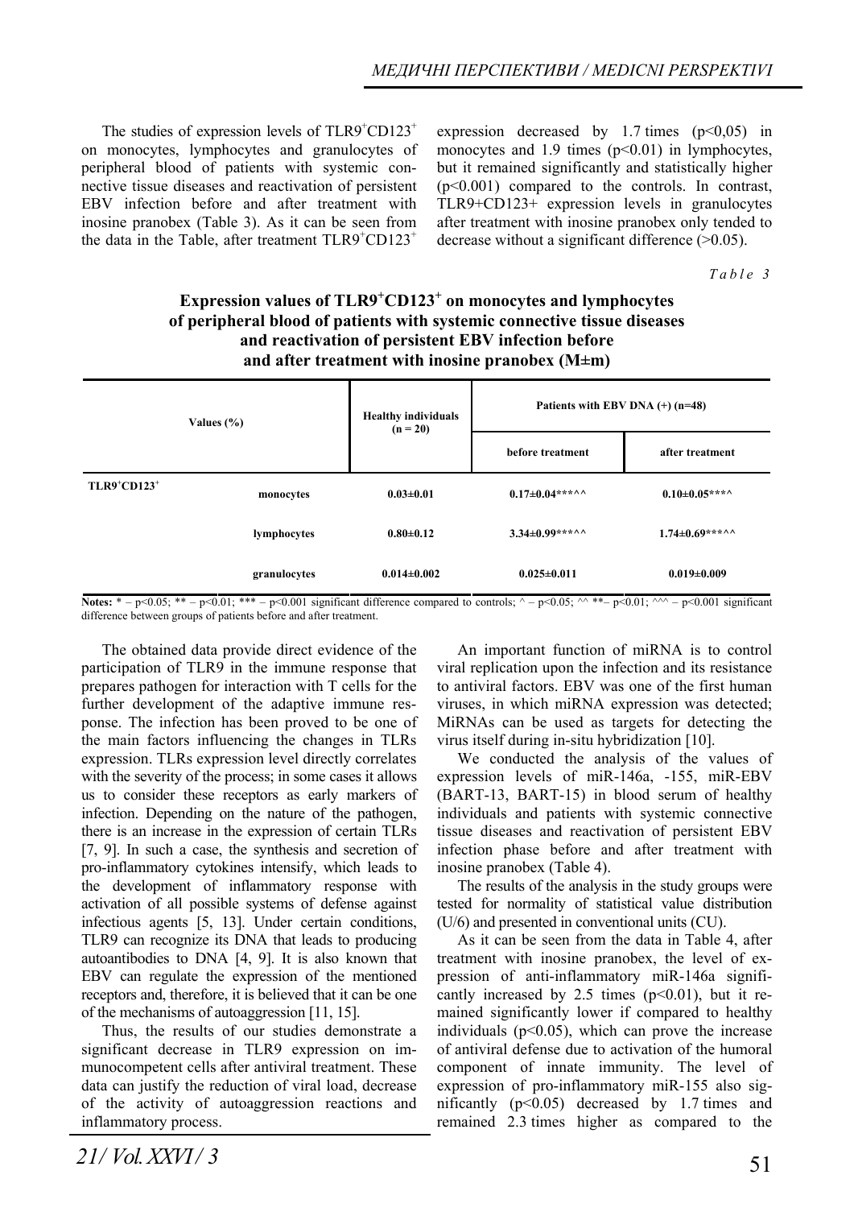The studies of expression levels of $TLR9^{+}CD123^{+}$ on monocytes, lymphocytes and granulocytes of peripheral blood of patients with systemic connective tissue diseases and reactivation of persistent EBV infection before and after treatment with inosine pranobex (Table 3). As it can be seen from the data in the Table, after treatment $TLR9^{+}CD123^{+}$ expression decreased by 1.7 times ($p<0,05$) in monocytes and 1.9 times ($p<0.01$) in lymphocytes, but it remained significantly and statistically higher ($p<0.001$) compared to the controls. In contrast, TLR9+CD123+ expression levels in granulocytes after treatment with inosine pranobex only tended to decrease without a significant difference (>0.05).

*Table 3*

**Expression values of $TLR9^{+}CD123^{+}$ on monocytes and lymphocytes of peripheral blood of patients with systemic connective tissue diseases and reactivation of persistent EBV infection before and after treatment with inosine pranobex (M±m)**

| Values (%) | | Healthy individuals (n = 20) | Patients with EBV DNA (+) (n=48) | |
|---|---|---|---|---|
| | | | before treatment | after treatment |
| $TLR9^{+}CD123^{+}$ | monocytes | 0.03±0.01 | 0.17±0.04***^^ | 0.10±0.05***^ |
| | lymphocytes | 0.80±0.12 | 3.34±0.99***^^ | 1.74±0.69***^^ |
| | granulocytes | 0.014±0.002 | 0.025±0.011 | 0.019±0.009 |

**Notes:** * – p<0.05; ** – p<0.01; *** – p<0.001 significant difference compared to controls; ^ – p<0.05; ^^ **– p<0.01; ^^^ – p<0.001 significant difference between groups of patients before and after treatment.

The obtained data provide direct evidence of the participation of TLR9 in the immune response that prepares pathogen for interaction with T cells for the further development of the adaptive immune response. The infection has been proved to be one of the main factors influencing the changes in TLRs expression. TLRs expression level directly correlates with the severity of the process; in some cases it allows us to consider these receptors as early markers of infection. Depending on the nature of the pathogen, there is an increase in the expression of certain TLRs [7, 9]. In such a case, the synthesis and secretion of pro-inflammatory cytokines intensify, which leads to the development of inflammatory response with activation of all possible systems of defense against infectious agents [5, 13]. Under certain conditions, TLR9 can recognize its DNA that leads to producing autoantibodies to DNA [4, 9]. It is also known that EBV can regulate the expression of the mentioned receptors and, therefore, it is believed that it can be one of the mechanisms of autoaggression [11, 15].

Thus, the results of our studies demonstrate a significant decrease in TLR9 expression on immunocompetent cells after antiviral treatment. These data can justify the reduction of viral load, decrease of the activity of autoaggression reactions and inflammatory process.

An important function of miRNA is to control viral replication upon the infection and its resistance to antiviral factors. EBV was one of the first human viruses, in which miRNA expression was detected; MiRNAs can be used as targets for detecting the virus itself during in-situ hybridization [10].

We conducted the analysis of the values of expression levels of miR-146a, -155, miR-EBV (BART-13, BART-15) in blood serum of healthy individuals and patients with systemic connective tissue diseases and reactivation of persistent EBV infection phase before and after treatment with inosine pranobex (Table 4).

The results of the analysis in the study groups were tested for normality of statistical value distribution (U/6) and presented in conventional units (CU).

As it can be seen from the data in Table 4, after treatment with inosine pranobex, the level of expression of anti-inflammatory miR-146a significantly increased by 2.5 times ($p<0.01$), but it remained significantly lower if compared to healthy individuals ($p<0.05$), which can prove the increase of antiviral defense due to activation of the humoral component of innate immunity. The level of expression of pro-inflammatory miR-155 also significantly ($p<0.05$) decreased by 1.7 times and remained 2.3 times higher as compared to the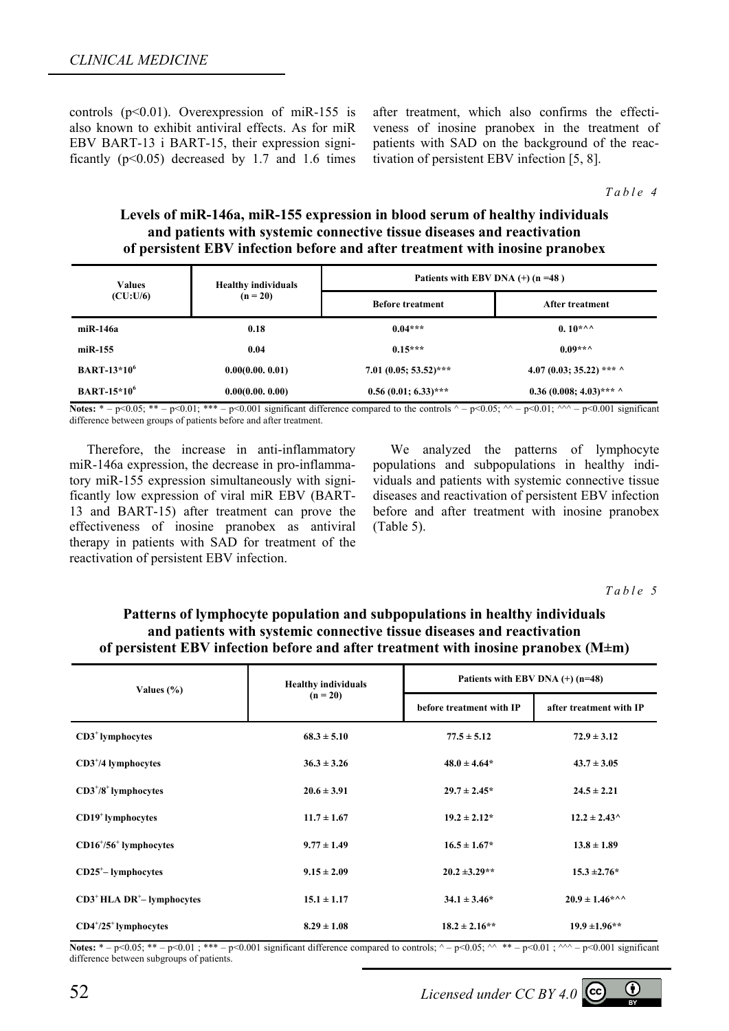controls ($p<0.01$). Overexpression of miR-155 is also known to exhibit antiviral effects. As for miR EBV BART-13 i BART-15, their expression significantly ($p<0.05$) decreased by 1.7 and 1.6 times after treatment, which also confirms the effectiveness of inosine pranobex in the treatment of patients with SAD on the background of the reactivation of persistent EBV infection [5, 8].

*Table 4*

**Levels of miR-146a, miR-155 expression in blood serum of healthy individuals and patients with systemic connective tissue diseases and reactivation of persistent EBV infection before and after treatment with inosine pranobex**

| Values (CU:U/6) | Healthy individuals (n = 20) | Patients with EBV DNA (+) (n =48 ) | |
|---|---|---|---|
| | | Before treatment | After treatment |
| miR-146a | 0.18 | 0.04*** | 0. 10*^^ |
| miR-155 | 0.04 | 0.15*** | 0.09***^ |
| BART-13*10$^6$ | 0.00(0.00. 0.01) | 7.01 (0.05; 53.52)*** | 4.07 (0.03; 35.22) *** ^ |
| BART-15*10$^6$ | 0.00(0.00. 0.00) | 0.56 (0.01; 6.33)*** | 0.36 (0.008; 4.03)*** ^ |

**Notes:** * – $p<0.05$; ** – $p<0.01$; *** – $p<0.001$ significant difference compared to the controls ^ – $p<0.05$; ^^ – $p<0.01$; ^^^ – $p<0.001$ significant difference between groups of patients before and after treatment.

Therefore, the increase in anti-inflammatory miR-146a expression, the decrease in pro-inflammatory miR-155 expression simultaneously with significantly low expression of viral miR EBV (BART-13 and BART-15) after treatment can prove the effectiveness of inosine pranobex as antiviral therapy in patients with SAD for treatment of the reactivation of persistent EBV infection.

We analyzed the patterns of lymphocyte populations and subpopulations in healthy individuals and patients with systemic connective tissue diseases and reactivation of persistent EBV infection before and after treatment with inosine pranobex (Table 5).

*Table 5*

**Patterns of lymphocyte population and subpopulations in healthy individuals and patients with systemic connective tissue diseases and reactivation of persistent EBV infection before and after treatment with inosine pranobex (M±m)**

| Values (%) | Healthy individuals (n = 20) | Patients with EBV DNA (+) (n=48) | |
|---|---|---|---|
| | | before treatment with IP | after treatment with IP |
| $CD3^+$ lymphocytes | 68.3 ± 5.10 | 77.5 ± 5.12 | 72.9 ± 3.12 |
| $CD3^+/4$ lymphocytes | 36.3 ± 3.26 | 48.0 ± 4.64* | 43.7 ± 3.05 |
| $CD3^+/8^+$ lymphocytes | 20.6 ± 3.91 | 29.7 ± 2.45* | 24.5 ± 2.21 |
| $CD19^+$ lymphocytes | 11.7 ± 1.67 | 19.2 ± 2.12* | 12.2 ± 2.43^ |
| $CD16^+/56^+$ lymphocytes | 9.77 ± 1.49 | 16.5 ± 1.67* | 13.8 ± 1.89 |
| $CD25^+$– lymphocytes | 9.15 ± 2.09 | 20.2 ±3.29** | 15.3 ±2.76* |
| $CD3^+$ HLA $DR^+$– lymphocytes | 15.1 ± 1.17 | 34.1 ± 3.46* | 20.9 ± 1.46*^^ |
| $CD4^+/25^+$ lymphocytes | 8.29 ± 1.08 | 18.2 ± 2.16** | 19.9 ±1.96** |

**Notes:** * – $p<0.05$; ** – $p<0.01$ ; *** – $p<0.001$ significant difference compared to controls; ^ – $p<0.05$; ^^ ** – $p<0.01$ ; ^^^ – $p<0.001$ significant difference between subgroups of patients.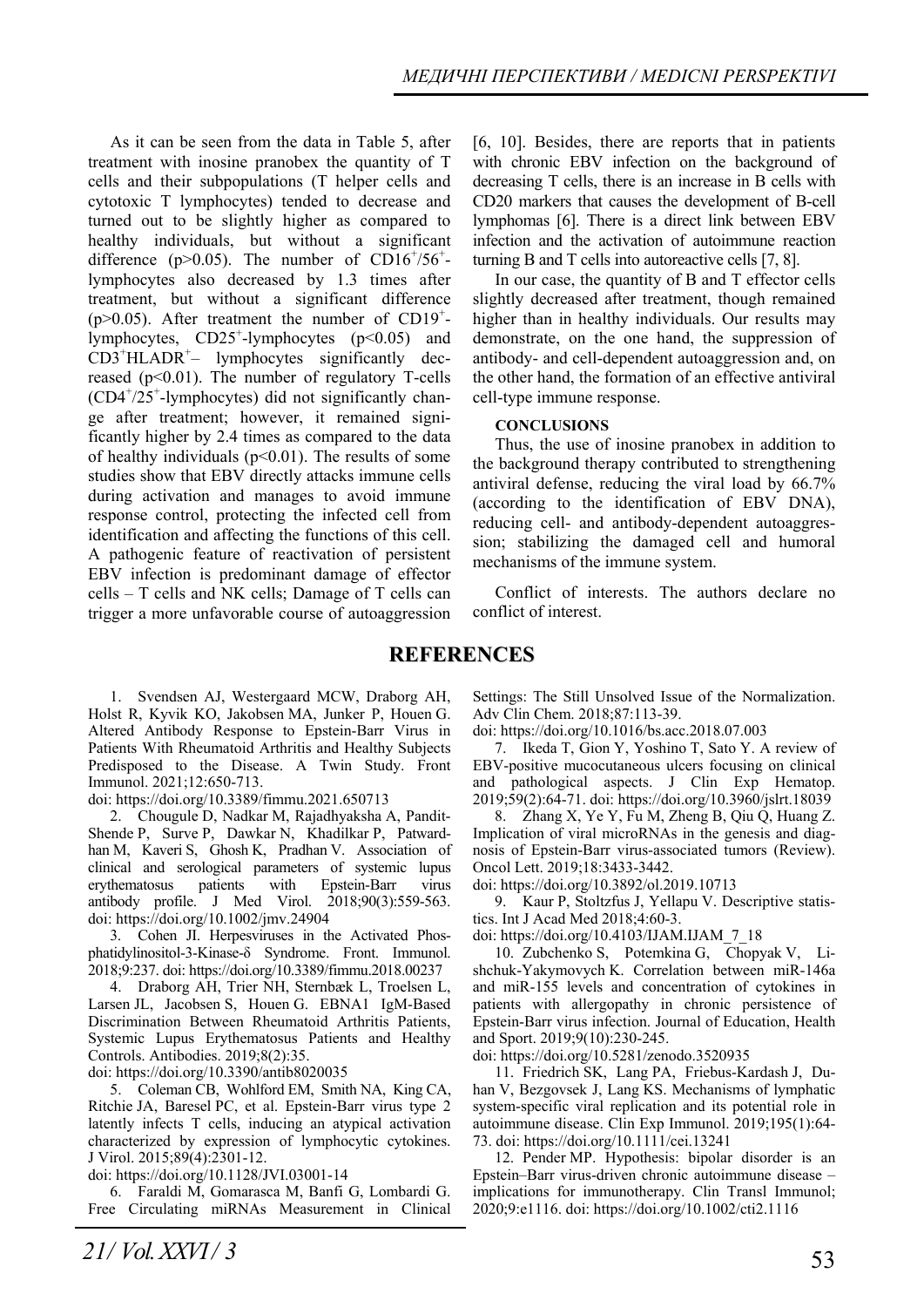As it can be seen from the data in Table 5, after treatment with inosine pranobex the quantity of T cells and their subpopulations (T helper cells and cytotoxic T lymphocytes) tended to decrease and turned out to be slightly higher as compared to healthy individuals, but without a significant difference ($p>0.05$). The number of $CD16^{+}/56^{+}$-lymphocytes also decreased by 1.3 times after treatment, but without a significant difference ($p>0.05$). After treatment the number of $CD19^{+}$-lymphocytes, $CD25^{+}$-lymphocytes ($p<0.05$) and $CD3^{+}HLADR^{+}$– lymphocytes significantly decreased ($p<0.01$). The number of regulatory T-cells ($CD4^{+}/25^{+}$-lymphocytes) did not significantly change after treatment; however, it remained significantly higher by 2.4 times as compared to the data of healthy individuals ($p<0.01$). The results of some studies show that EBV directly attacks immune cells during activation and manages to avoid immune response control, protecting the infected cell from identification and affecting the functions of this cell. A pathogenic feature of reactivation of persistent EBV infection is predominant damage of effector cells – T cells and NK cells; Damage of T cells can trigger a more unfavorable course of autoaggression [6, 10]. Besides, there are reports that in patients with chronic EBV infection on the background of decreasing T cells, there is an increase in B cells with CD20 markers that causes the development of B-cell lymphomas [6]. There is a direct link between EBV infection and the activation of autoimmune reaction turning B and T cells into autoreactive cells [7, 8].

In our case, the quantity of B and T effector cells slightly decreased after treatment, though remained higher than in healthy individuals. Our results may demonstrate, on the one hand, the suppression of antibody- and cell-dependent autoaggression and, on the other hand, the formation of an effective antiviral cell-type immune response.

## CONCLUSIONS

Thus, the use of inosine pranobex in addition to the background therapy contributed to strengthening antiviral defense, reducing the viral load by 66.7% (according to the identification of EBV DNA), reducing cell- and antibody-dependent autoaggression; stabilizing the damaged cell and humoral mechanisms of the immune system.

Conflict of interests. The authors declare no conflict of interest.

## REFERENCES

1. Svendsen AJ, Westergaard MCW, Draborg AH, Holst R, Kyvik KO, Jakobsen MA, Junker P, Houen G. Altered Antibody Response to Epstein-Barr Virus in Patients With Rheumatoid Arthritis and Healthy Subjects Predisposed to the Disease. A Twin Study. Front Immunol. 2021;12:650-713.
doi: https://doi.org/10.3389/fimmu.2021.650713
2. Chougule D, Nadkar M, Rajadhyaksha A, Pandit-Shende P, Surve P, Dawkar N, Khadilkar P, Patwardhan M, Kaveri S, Ghosh K, Pradhan V. Association of clinical and serological parameters of systemic lupus erythematosus patients with Epstein-Barr virus antibody profile. J Med Virol. 2018;90(3):559-563. doi: https://doi.org/10.1002/jmv.24904
3. Cohen JI. Herpesviruses in the Activated Phosphatidylinositol-3-Kinase-δ Syndrome. Front. Immunol. 2018;9:237. doi: https://doi.org/10.3389/fimmu.2018.00237
4. Draborg AH, Trier NH, Sternbæk L, Troelsen L, Larsen JL, Jacobsen S, Houen G. EBNA1 IgM-Based Discrimination Between Rheumatoid Arthritis Patients, Systemic Lupus Erythematosus Patients and Healthy Controls. Antibodies. 2019;8(2):35.
doi: https://doi.org/10.3390/antib8020035
5. Coleman CB, Wohlford EM, Smith NA, King CA, Ritchie JA, Baresel PC, et al. Epstein-Barr virus type 2 latently infects T cells, inducing an atypical activation characterized by expression of lymphocytic cytokines. J Virol. 2015;89(4):2301-12.
doi: https://doi.org/10.1128/JVI.03001-14
6. Faraldi M, Gomarasca M, Banfi G, Lombardi G. Free Circulating miRNAs Measurement in Clinical Settings: The Still Unsolved Issue of the Normalization. Adv Clin Chem. 2018;87:113-39.
doi: https://doi.org/10.1016/bs.acc.2018.07.003
7. Ikeda T, Gion Y, Yoshino T, Sato Y. A review of EBV-positive mucocutaneous ulcers focusing on clinical and pathological aspects. J Clin Exp Hematop. 2019;59(2):64-71. doi: https://doi.org/10.3960/jslrt.18039
8. Zhang X, Ye Y, Fu M, Zheng B, Qiu Q, Huang Z. Implication of viral microRNAs in the genesis and diagnosis of Epstein-Barr virus-associated tumors (Review). Oncol Lett. 2019;18:3433-3442.
doi: https://doi.org/10.3892/ol.2019.10713
9. Kaur P, Stoltzfus J, Yellapu V. Descriptive statistics. Int J Acad Med 2018;4:60-3.
doi: https://doi.org/10.4103/IJAM.IJAM_7_18
10. Zubchenko S, Potemkina G, Chopyak V, Lishchuk-Yakymovych K. Correlation between miR-146a and miR-155 levels and concentration of cytokines in patients with allergopathy in chronic persistence of Epstein-Barr virus infection. Journal of Education, Health and Sport. 2019;9(10):230-245.
doi: https://doi.org/10.5281/zenodo.3520935
11. Friedrich SK, Lang PA, Friebus-Kardash J, Duhan V, Bezgovsek J, Lang KS. Mechanisms of lymphatic system-specific viral replication and its potential role in autoimmune disease. Clin Exp Immunol. 2019;195(1):64-73. doi: https://doi.org/10.1111/cei.13241
12. Pender MP. Hypothesis: bipolar disorder is an Epstein–Barr virus-driven chronic autoimmune disease – implications for immunotherapy. Clin Transl Immunol; 2020;9:e1116. doi: https://doi.org/10.1002/cti2.1116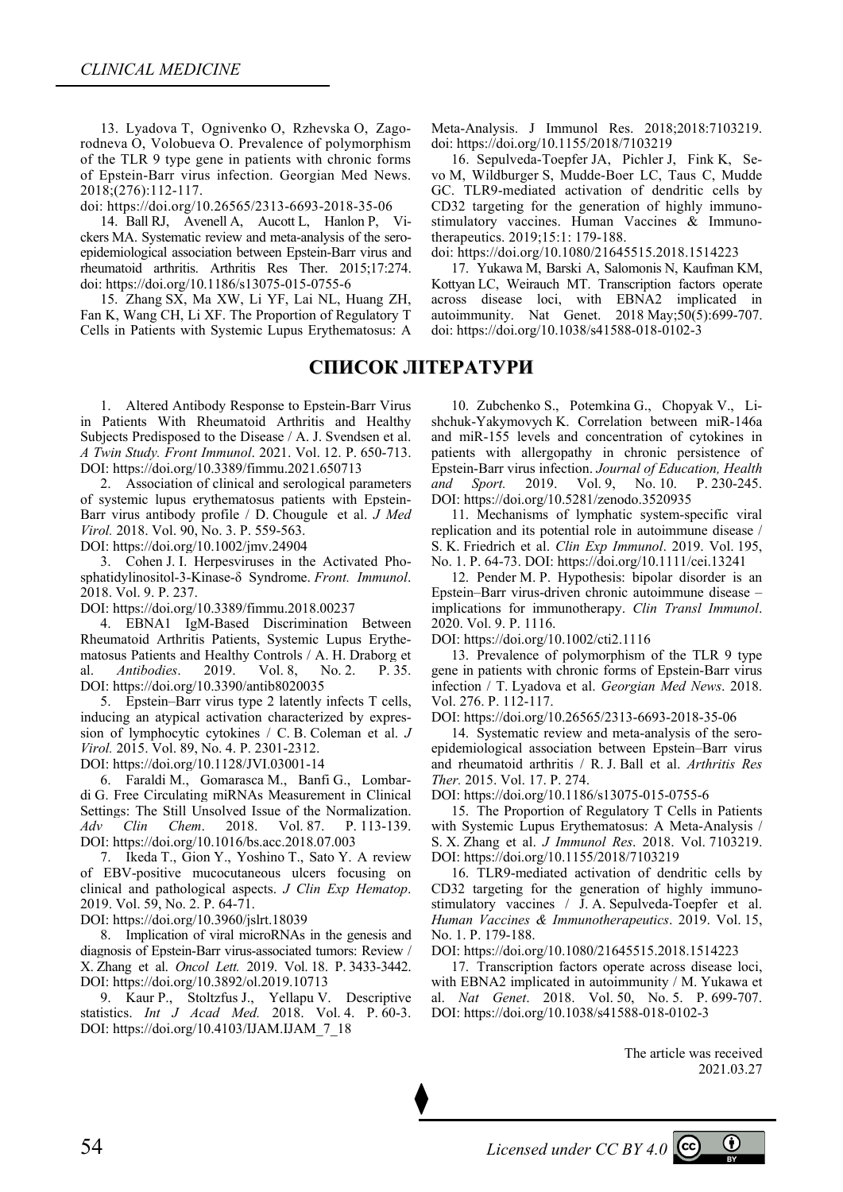13. Lyadova T, Ognivenko O, Rzhevska O, Zagorodneva O, Volobueva O. Prevalence of polymorphism of the TLR 9 type gene in patients with chronic forms of Epstein-Barr virus infection. Georgian Med News. 2018;(276):112-117.
doi: https://doi.org/10.26565/2313-6693-2018-35-06

14. Ball RJ, Avenell A, Aucott L, Hanlon P, Vickers MA. Systematic review and meta-analysis of the sero-epidemiological association between Epstein-Barr virus and rheumatoid arthritis. Arthritis Res Ther. 2015;17:274. doi: https://doi.org/10.1186/s13075-015-0755-6

15. Zhang SX, Ma XW, Li YF, Lai NL, Huang ZH, Fan K, Wang CH, Li XF. The Proportion of Regulatory T Cells in Patients with Systemic Lupus Erythematosus: A Meta-Analysis. J Immunol Res. 2018;2018:7103219. doi: https://doi.org/10.1155/2018/7103219

16. Sepulveda-Toepfer JA, Pichler J, Fink K, Sevo M, Wildburger S, Mudde-Boer LC, Taus C, Mudde GC. TLR9-mediated activation of dendritic cells by CD32 targeting for the generation of highly immunostimulatory vaccines. Human Vaccines & Immunotherapeutics. 2019;15:1: 179-188.
doi: https://doi.org/10.1080/21645515.2018.1514223

17. Yukawa M, Barski A, Salomonis N, Kaufman KM, Kottyan LC, Weirauch MT. Transcription factors operate across disease loci, with EBNA2 implicated in autoimmunity. Nat Genet. 2018 May;50(5):699-707. doi: https://doi.org/10.1038/s41588-018-0102-3

## СПИСОК ЛІТЕРАТУРИ

1. Altered Antibody Response to Epstein-Barr Virus in Patients With Rheumatoid Arthritis and Healthy Subjects Predisposed to the Disease / A. J. Svendsen et al. *A Twin Study. Front Immunol*. 2021. Vol. 12. P. 650-713. DOI: https://doi.org/10.3389/fimmu.2021.650713

2. Association of clinical and serological parameters of systemic lupus erythematosus patients with Epstein-Barr virus antibody profile / D. Chougule et al. *J Med Virol.* 2018. Vol. 90, No. 3. P. 559-563.
DOI: https://doi.org/10.1002/jmv.24904

3. Cohen J. I. Herpesviruses in the Activated Phosphatidylinositol-3-Kinase-δ Syndrome. *Front. Immunol*. 2018. Vol. 9. P. 237.
DOI: https://doi.org/10.3389/fimmu.2018.00237

4. EBNA1 IgM-Based Discrimination Between Rheumatoid Arthritis Patients, Systemic Lupus Erythematosus Patients and Healthy Controls / A. H. Draborg et al. *Antibodies*. 2019. Vol. 8, No. 2. P. 35. DOI: https://doi.org/10.3390/antib8020035

5. Epstein–Barr virus type 2 latently infects T cells, inducing an atypical activation characterized by expression of lymphocytic cytokines / C. B. Coleman et al. *J Virol.* 2015. Vol. 89, No. 4. P. 2301-2312.
DOI: https://doi.org/10.1128/JVI.03001-14

6. Faraldi M., Gomarasca M., Banfi G., Lombardi G. Free Circulating miRNAs Measurement in Clinical Settings: The Still Unsolved Issue of the Normalization. *Adv Clin Chem*. 2018. Vol. 87. P. 113-139. DOI: https://doi.org/10.1016/bs.acc.2018.07.003

7. Ikeda T., Gion Y., Yoshino T., Sato Y. A review of EBV-positive mucocutaneous ulcers focusing on clinical and pathological aspects. *J Clin Exp Hematop*. 2019. Vol. 59, No. 2. P. 64-71.
DOI: https://doi.org/10.3960/jslrt.18039

8. Implication of viral microRNAs in the genesis and diagnosis of Epstein-Barr virus-associated tumors: Review / X. Zhang et al. *Oncol Lett.* 2019. Vol. 18. P. 3433-3442. DOI: https://doi.org/10.3892/ol.2019.10713

9. Kaur P., Stoltzfus J., Yellapu V. Descriptive statistics. *Int J Acad Med.* 2018. Vol. 4. P. 60-3. DOI: https://doi.org/10.4103/IJAM.IJAM_7_18

10. Zubchenko S., Potemkina G., Chopyak V., Lishchuk-Yakymovych K. Correlation between miR-146a and miR-155 levels and concentration of cytokines in patients with allergopathy in chronic persistence of Epstein-Barr virus infection. *Journal of Education, Health and Sport.* 2019. Vol. 9, No. 10. P. 230-245. DOI: https://doi.org/10.5281/zenodo.3520935

11. Mechanisms of lymphatic system-specific viral replication and its potential role in autoimmune disease / S. K. Friedrich et al. *Clin Exp Immunol*. 2019. Vol. 195, No. 1. P. 64-73. DOI: https://doi.org/10.1111/cei.13241

12. Pender M. P. Hypothesis: bipolar disorder is an Epstein–Barr virus-driven chronic autoimmune disease – implications for immunotherapy. *Clin Transl Immunol*. 2020. Vol. 9. P. 1116.
DOI: https://doi.org/10.1002/cti2.1116

13. Prevalence of polymorphism of the TLR 9 type gene in patients with chronic forms of Epstein-Barr virus infection / T. Lyadova et al. *Georgian Med News*. 2018. Vol. 276. P. 112-117.
DOI: https://doi.org/10.26565/2313-6693-2018-35-06

14. Systematic review and meta-analysis of the sero-epidemiological association between Epstein–Barr virus and rheumatoid arthritis / R. J. Ball et al. *Arthritis Res Ther.* 2015. Vol. 17. P. 274.
DOI: https://doi.org/10.1186/s13075-015-0755-6

15. The Proportion of Regulatory T Cells in Patients with Systemic Lupus Erythematosus: A Meta-Analysis / S. X. Zhang et al. *J Immunol Res*. 2018. Vol. 7103219. DOI: https://doi.org/10.1155/2018/7103219

16. TLR9-mediated activation of dendritic cells by CD32 targeting for the generation of highly immunostimulatory vaccines / J. A. Sepulveda-Toepfer et al. *Human Vaccines & Immunotherapeutics*. 2019. Vol. 15, No. 1. P. 179-188.
DOI: https://doi.org/10.1080/21645515.2018.1514223

17. Transcription factors operate across disease loci, with EBNA2 implicated in autoimmunity / M. Yukawa et al. *Nat Genet*. 2018. Vol. 50, No. 5. P. 699-707. DOI: https://doi.org/10.1038/s41588-018-0102-3

The article was received
2021.03.27

*Licensed under CC BY 4.0*